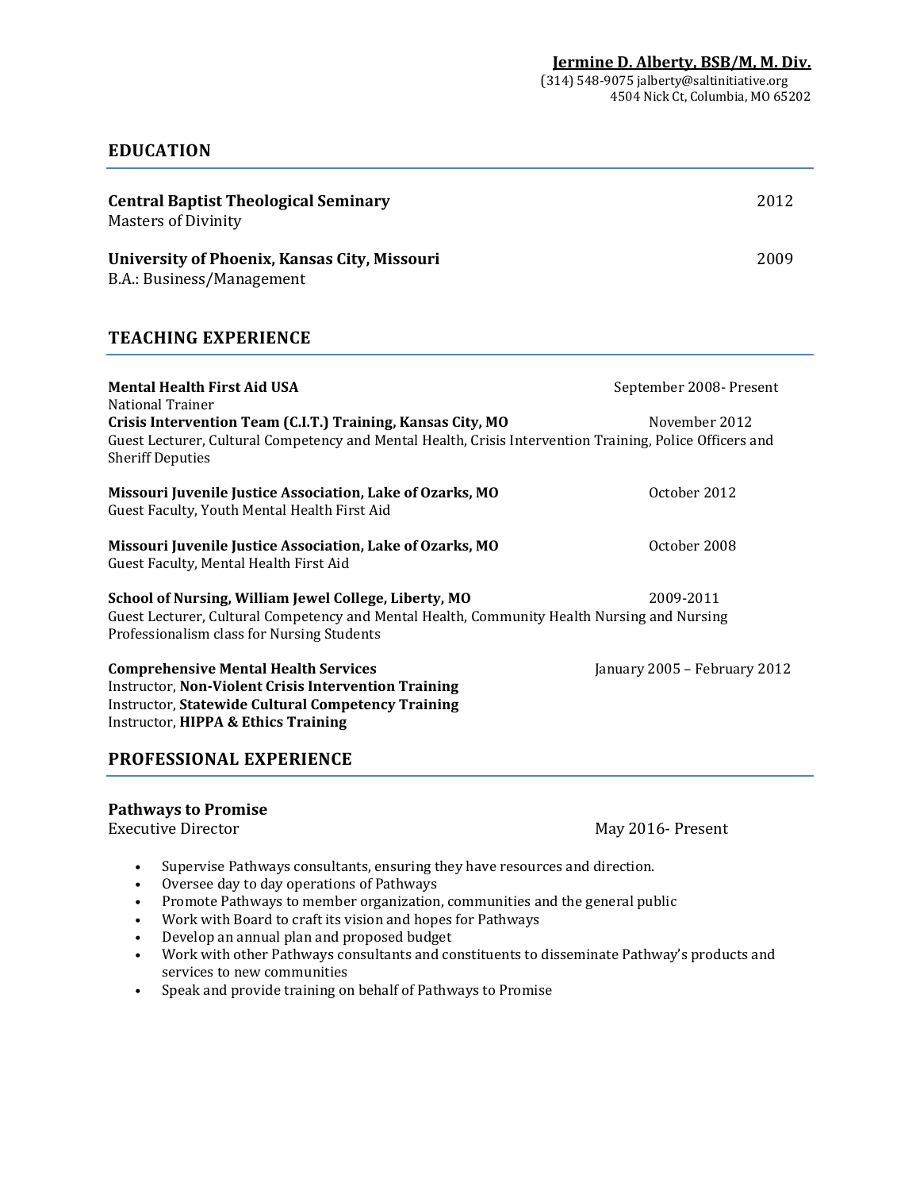**Jermine D. Alberty, BSB/M, M. Div.**
(314) 548-9075 jalberty@saltinitiative.org
4504 Nick Ct, Columbia, MO 65202

## EDUCATION

**Central Baptist Theological Seminary** 2012
Masters of Divinity

**University of Phoenix, Kansas City, Missouri** 2009
B.A.: Business/Management

## TEACHING EXPERIENCE

**Mental Health First Aid USA** September 2008- Present
National Trainer

**Crisis Intervention Team (C.I.T.) Training, Kansas City, MO** November 2012
Guest Lecturer, Cultural Competency and Mental Health, Crisis Intervention Training, Police Officers and Sheriff Deputies

**Missouri Juvenile Justice Association, Lake of Ozarks, MO** October 2012
Guest Faculty, Youth Mental Health First Aid

**Missouri Juvenile Justice Association, Lake of Ozarks, MO** October 2008
Guest Faculty, Mental Health First Aid

**School of Nursing, William Jewel College, Liberty, MO** 2009-2011
Guest Lecturer, Cultural Competency and Mental Health, Community Health Nursing and Nursing Professionalism class for Nursing Students

**Comprehensive Mental Health Services** January 2005 – February 2012
Instructor, **Non-Violent Crisis Intervention Training**
Instructor, **Statewide Cultural Competency Training**
Instructor, **HIPPA & Ethics Training**

## PROFESSIONAL EXPERIENCE

**Pathways to Promise**
Executive Director May 2016- Present

- Supervise Pathways consultants, ensuring they have resources and direction.
- Oversee day to day operations of Pathways
- Promote Pathways to member organization, communities and the general public
- Work with Board to craft its vision and hopes for Pathways
- Develop an annual plan and proposed budget
- Work with other Pathways consultants and constituents to disseminate Pathway's products and services to new communities
- Speak and provide training on behalf of Pathways to Promise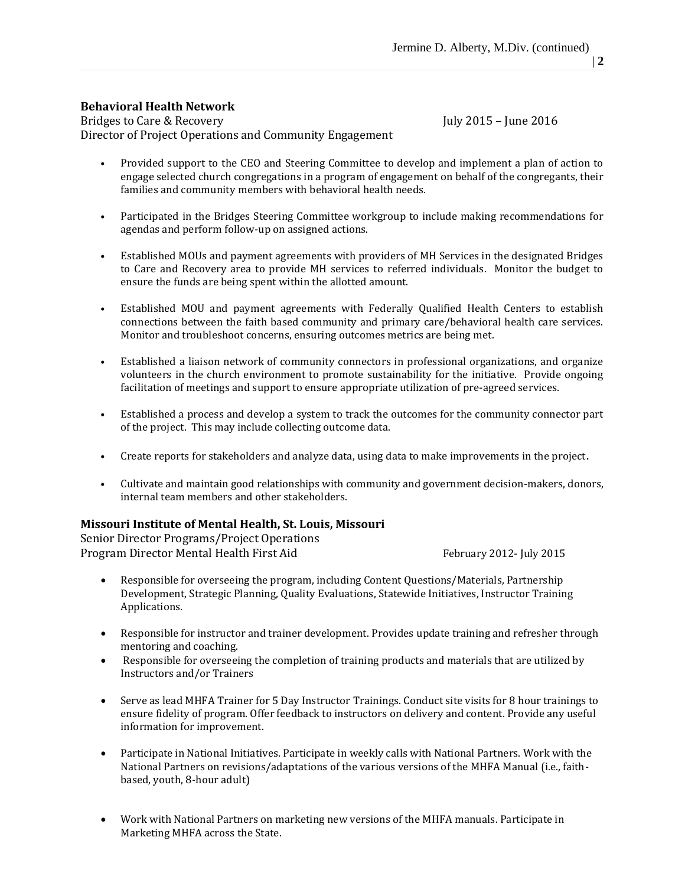**Behavioral Health Network**
Bridges to Care & Recovery July 2015 – June 2016
Director of Project Operations and Community Engagement

- Provided support to the CEO and Steering Committee to develop and implement a plan of action to engage selected church congregations in a program of engagement on behalf of the congregants, their families and community members with behavioral health needs.

- Participated in the Bridges Steering Committee workgroup to include making recommendations for agendas and perform follow-up on assigned actions.

- Established MOUs and payment agreements with providers of MH Services in the designated Bridges to Care and Recovery area to provide MH services to referred individuals. Monitor the budget to ensure the funds are being spent within the allotted amount.

- Established MOU and payment agreements with Federally Qualified Health Centers to establish connections between the faith based community and primary care/behavioral health care services. Monitor and troubleshoot concerns, ensuring outcomes metrics are being met.

- Established a liaison network of community connectors in professional organizations, and organize volunteers in the church environment to promote sustainability for the initiative. Provide ongoing facilitation of meetings and support to ensure appropriate utilization of pre-agreed services.

- Established a process and develop a system to track the outcomes for the community connector part of the project. This may include collecting outcome data.

- Create reports for stakeholders and analyze data, using data to make improvements in the project.

- Cultivate and maintain good relationships with community and government decision-makers, donors, internal team members and other stakeholders.

**Missouri Institute of Mental Health, St. Louis, Missouri**
Senior Director Programs/Project Operations
Program Director Mental Health First Aid February 2012- July 2015

- Responsible for overseeing the program, including Content Questions/Materials, Partnership Development, Strategic Planning, Quality Evaluations, Statewide Initiatives, Instructor Training Applications.

- Responsible for instructor and trainer development. Provides update training and refresher through mentoring and coaching.
- Responsible for overseeing the completion of training products and materials that are utilized by Instructors and/or Trainers

- Serve as lead MHFA Trainer for 5 Day Instructor Trainings. Conduct site visits for 8 hour trainings to ensure fidelity of program. Offer feedback to instructors on delivery and content. Provide any useful information for improvement.

- Participate in National Initiatives. Participate in weekly calls with National Partners. Work with the National Partners on revisions/adaptations of the various versions of the MHFA Manual (i.e., faith-based, youth, 8-hour adult)

- Work with National Partners on marketing new versions of the MHFA manuals. Participate in Marketing MHFA across the State.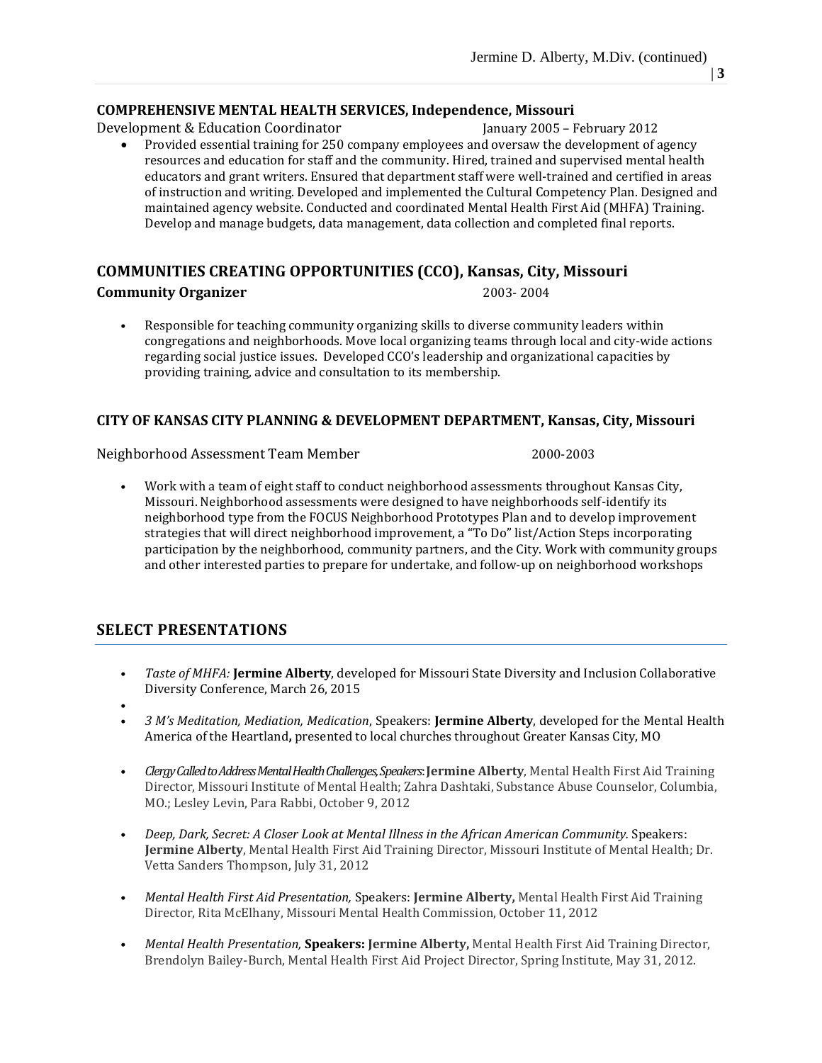**COMPREHENSIVE MENTAL HEALTH SERVICES, Independence, Missouri**

Development & Education Coordinator January 2005 – February 2012

- Provided essential training for 250 company employees and oversaw the development of agency resources and education for staff and the community. Hired, trained and supervised mental health educators and grant writers. Ensured that department staff were well-trained and certified in areas of instruction and writing. Developed and implemented the Cultural Competency Plan. Designed and maintained agency website. Conducted and coordinated Mental Health First Aid (MHFA) Training. Develop and manage budgets, data management, data collection and completed final reports.

## COMMUNITIES CREATING OPPORTUNITIES (CCO), Kansas, City, Missouri

**Community Organizer** 2003- 2004

- Responsible for teaching community organizing skills to diverse community leaders within congregations and neighborhoods. Move local organizing teams through local and city-wide actions regarding social justice issues. Developed CCO's leadership and organizational capacities by providing training, advice and consultation to its membership.

**CITY OF KANSAS CITY PLANNING & DEVELOPMENT DEPARTMENT, Kansas, City, Missouri**

Neighborhood Assessment Team Member 2000-2003

- Work with a team of eight staff to conduct neighborhood assessments throughout Kansas City, Missouri. Neighborhood assessments were designed to have neighborhoods self-identify its neighborhood type from the FOCUS Neighborhood Prototypes Plan and to develop improvement strategies that will direct neighborhood improvement, a "To Do" list/Action Steps incorporating participation by the neighborhood, community partners, and the City. Work with community groups and other interested parties to prepare for undertake, and follow-up on neighborhood workshops

## SELECT PRESENTATIONS

- *Taste of MHFA:* **Jermine Alberty**, developed for Missouri State Diversity and Inclusion Collaborative Diversity Conference, March 26, 2015
- 
- *3 M's Meditation, Mediation, Medication*, Speakers: **Jermine Alberty**, developed for the Mental Health America of the Heartland**,** presented to local churches throughout Greater Kansas City, MO
- *Clergy Called to Address Mental Health Challenges, Speakers*: **Jermine Alberty**, Mental Health First Aid Training Director, Missouri Institute of Mental Health; Zahra Dashtaki, Substance Abuse Counselor, Columbia, MO.; Lesley Levin, Para Rabbi, October 9, 2012
- *Deep, Dark, Secret: A Closer Look at Mental Illness in the African American Community.* Speakers: **Jermine Alberty**, Mental Health First Aid Training Director, Missouri Institute of Mental Health; Dr. Vetta Sanders Thompson, July 31, 2012
- *Mental Health First Aid Presentation,* Speakers: **Jermine Alberty,** Mental Health First Aid Training Director, Rita McElhany, Missouri Mental Health Commission, October 11, 2012
- *Mental Health Presentation,* **Speakers: Jermine Alberty,** Mental Health First Aid Training Director, Brendolyn Bailey-Burch, Mental Health First Aid Project Director, Spring Institute, May 31, 2012.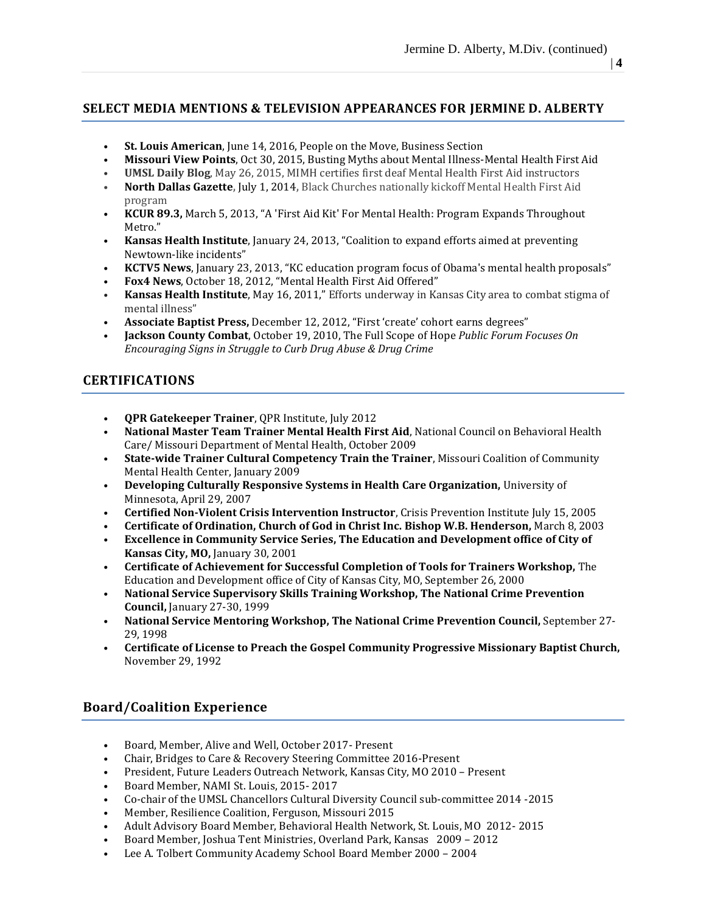## SELECT MEDIA MENTIONS & TELEVISION APPEARANCES FOR JERMINE D. ALBERTY

- **St. Louis American**, June 14, 2016, People on the Move, Business Section
- **Missouri View Points**, Oct 30, 2015, Busting Myths about Mental Illness-Mental Health First Aid
- **UMSL Daily Blog**, May 26, 2015, MIMH certifies first deaf Mental Health First Aid instructors
- **North Dallas Gazette**, July 1, 2014, Black Churches nationally kickoff Mental Health First Aid program
- **KCUR 89.3,** March 5, 2013, "A 'First Aid Kit' For Mental Health: Program Expands Throughout Metro."
- **Kansas Health Institute**, January 24, 2013, "Coalition to expand efforts aimed at preventing Newtown-like incidents"
- **KCTV5 News**, January 23, 2013, "KC education program focus of Obama's mental health proposals"
- **Fox4 News**, October 18, 2012, "Mental Health First Aid Offered"
- **Kansas Health Institute**, May 16, 2011," Efforts underway in Kansas City area to combat stigma of mental illness"
- **Associate Baptist Press,** December 12, 2012, "First 'create' cohort earns degrees"
- **Jackson County Combat**, October 19, 2010, The Full Scope of Hope *Public Forum Focuses On Encouraging Signs in Struggle to Curb Drug Abuse & Drug Crime*

## CERTIFICATIONS

- **QPR Gatekeeper Trainer**, QPR Institute, July 2012
- **National Master Team Trainer Mental Health First Aid**, National Council on Behavioral Health Care/ Missouri Department of Mental Health, October 2009
- **State-wide Trainer Cultural Competency Train the Trainer**, Missouri Coalition of Community Mental Health Center, January 2009
- **Developing Culturally Responsive Systems in Health Care Organization,** University of Minnesota, April 29, 2007
- **Certified Non-Violent Crisis Intervention Instructor**, Crisis Prevention Institute July 15, 2005
- **Certificate of Ordination, Church of God in Christ Inc. Bishop W.B. Henderson,** March 8, 2003
- **Excellence in Community Service Series, The Education and Development office of City of Kansas City, MO,** January 30, 2001
- **Certificate of Achievement for Successful Completion of Tools for Trainers Workshop,** The Education and Development office of City of Kansas City, MO, September 26, 2000
- **National Service Supervisory Skills Training Workshop, The National Crime Prevention Council,** January 27-30, 1999
- **National Service Mentoring Workshop, The National Crime Prevention Council,** September 27-29, 1998
- **Certificate of License to Preach the Gospel Community Progressive Missionary Baptist Church,** November 29, 1992

## Board/Coalition Experience

- Board, Member, Alive and Well, October 2017- Present
- Chair, Bridges to Care & Recovery Steering Committee 2016-Present
- President, Future Leaders Outreach Network, Kansas City, MO 2010 – Present
- Board Member, NAMI St. Louis, 2015- 2017
- Co-chair of the UMSL Chancellors Cultural Diversity Council sub-committee 2014 -2015
- Member, Resilience Coalition, Ferguson, Missouri 2015
- Adult Advisory Board Member, Behavioral Health Network, St. Louis, MO 2012- 2015
- Board Member, Joshua Tent Ministries, Overland Park, Kansas 2009 – 2012
- Lee A. Tolbert Community Academy School Board Member 2000 – 2004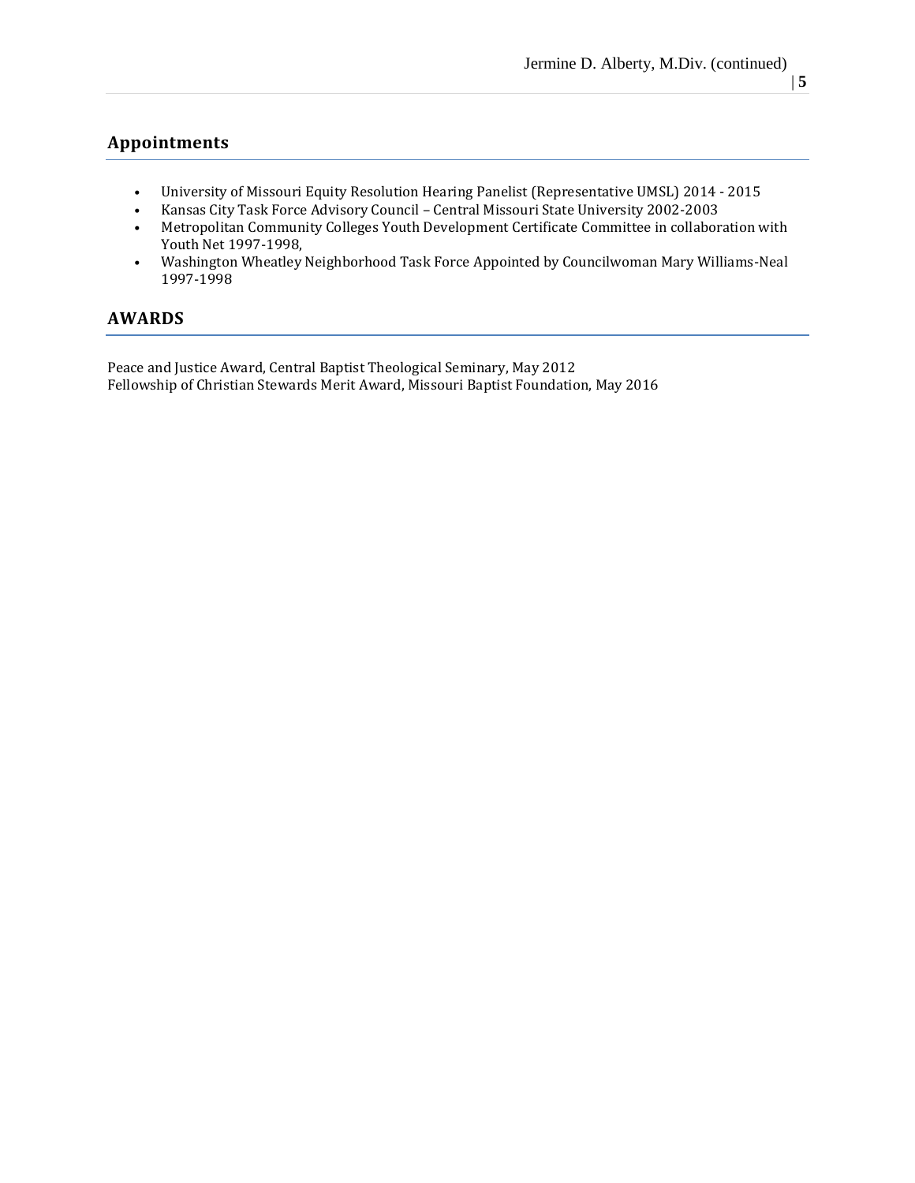## Appointments

- University of Missouri Equity Resolution Hearing Panelist (Representative UMSL) 2014 - 2015
- Kansas City Task Force Advisory Council – Central Missouri State University 2002-2003
- Metropolitan Community Colleges Youth Development Certificate Committee in collaboration with Youth Net 1997-1998,
- Washington Wheatley Neighborhood Task Force Appointed by Councilwoman Mary Williams-Neal 1997-1998

## AWARDS

Peace and Justice Award, Central Baptist Theological Seminary, May 2012
Fellowship of Christian Stewards Merit Award, Missouri Baptist Foundation, May 2016